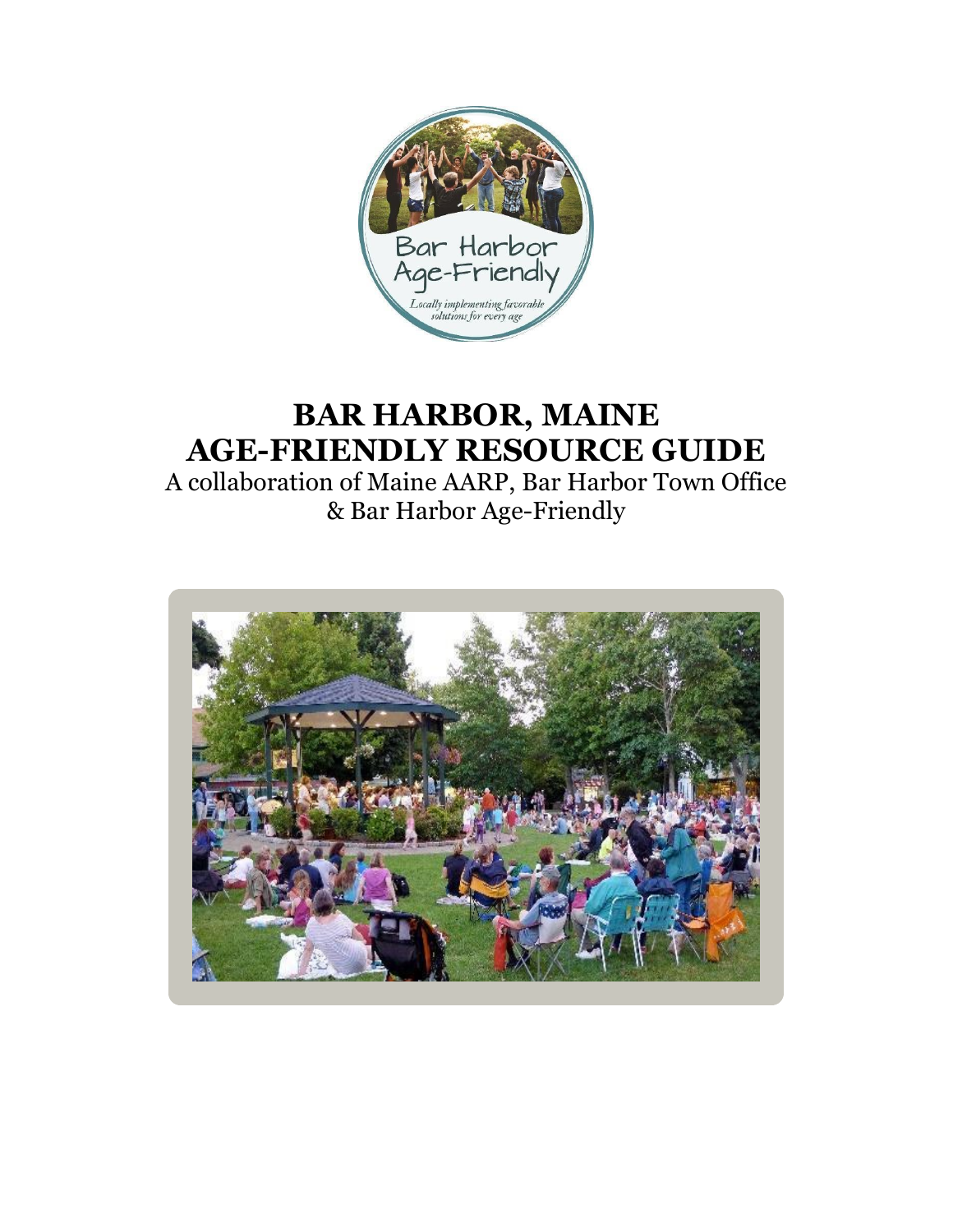# BAR HARBOR, MAINE
# AGE-FRIENDLY RESOURCE GUIDE

A collaboration of Maine AARP, Bar Harbor Town Office & Bar Harbor Age-Friendly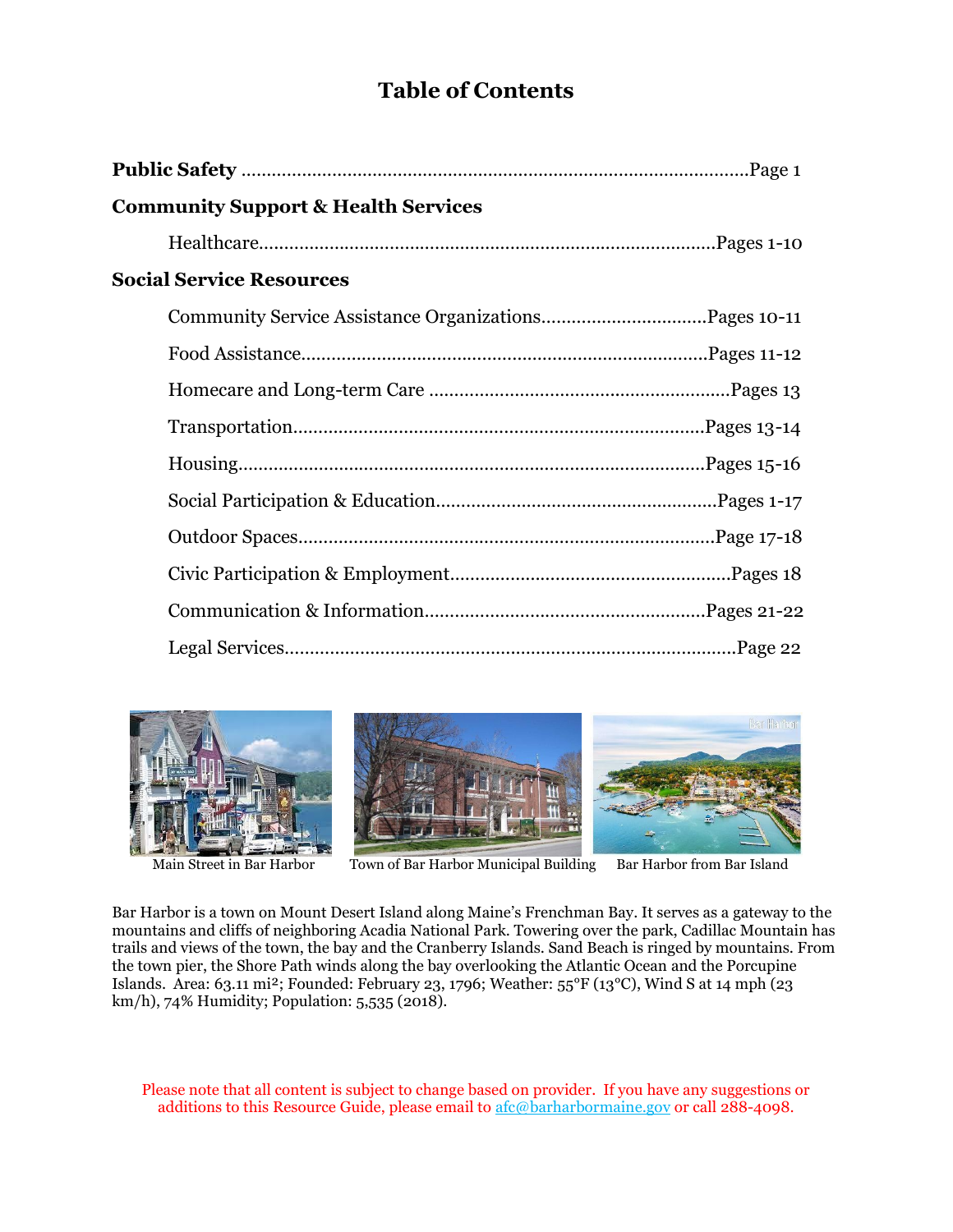# Table of Contents

**Public Safety** .......................................................................................... Page 1

**Community Support & Health Services**

Healthcare........................................................................................ Pages 1-10

**Social Service Resources**

Community Service Assistance Organizations................................ Pages 10-11

Food Assistance.............................................................................. Pages 11-12

Homecare and Long-term Care ...................................................... Pages 13

Transportation................................................................................ Pages 13-14

Housing........................................................................................... Pages 15-16

Social Participation & Education.................................................... Pages 1-17

Outdoor Spaces............................................................................... Page 17-18

Civic Participation & Employment.................................................. Pages 18

Communication & Information....................................................... Pages 21-22

Legal Services.................................................................................. Page 22

Main Street in Bar Harbor

Town of Bar Harbor Municipal Building

Bar Harbor from Bar Island

Bar Harbor is a town on Mount Desert Island along Maine's Frenchman Bay. It serves as a gateway to the mountains and cliffs of neighboring Acadia National Park. Towering over the park, Cadillac Mountain has trails and views of the town, the bay and the Cranberry Islands. Sand Beach is ringed by mountains. From the town pier, the Shore Path winds along the bay overlooking the Atlantic Ocean and the Porcupine Islands. Area: 63.11 mi²; Founded: February 23, 1796; Weather: 55°F (13°C), Wind S at 14 mph (23 km/h), 74% Humidity; Population: 5,535 (2018).

Please note that all content is subject to change based on provider. If you have any suggestions or additions to this Resource Guide, please email to afc@barharbormaine.gov or call 288-4098.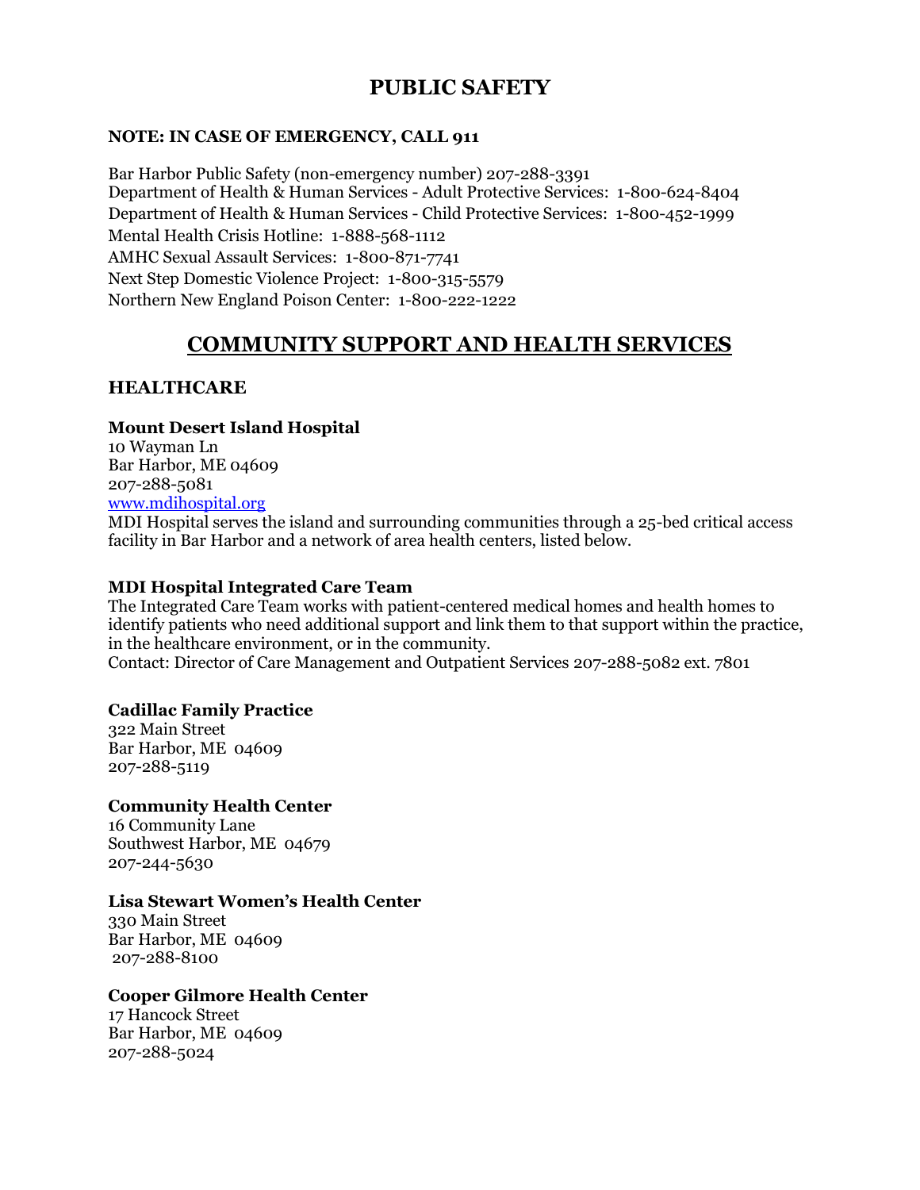# PUBLIC SAFETY

**NOTE: IN CASE OF EMERGENCY, CALL 911**

Bar Harbor Public Safety (non-emergency number) 207-288-3391
Department of Health & Human Services - Adult Protective Services: 1-800-624-8404
Department of Health & Human Services - Child Protective Services: 1-800-452-1999
Mental Health Crisis Hotline: 1-888-568-1112
AMHC Sexual Assault Services: 1-800-871-7741
Next Step Domestic Violence Project: 1-800-315-5579
Northern New England Poison Center: 1-800-222-1222

# COMMUNITY SUPPORT AND HEALTH SERVICES

## HEALTHCARE

**Mount Desert Island Hospital**
10 Wayman Ln
Bar Harbor, ME 04609
207-288-5081
www.mdihospital.org
MDI Hospital serves the island and surrounding communities through a 25-bed critical access facility in Bar Harbor and a network of area health centers, listed below.

**MDI Hospital Integrated Care Team**
The Integrated Care Team works with patient-centered medical homes and health homes to identify patients who need additional support and link them to that support within the practice, in the healthcare environment, or in the community.
Contact: Director of Care Management and Outpatient Services 207-288-5082 ext. 7801

**Cadillac Family Practice**
322 Main Street
Bar Harbor, ME 04609
207-288-5119

**Community Health Center**
16 Community Lane
Southwest Harbor, ME 04679
207-244-5630

**Lisa Stewart Women's Health Center**
330 Main Street
Bar Harbor, ME 04609
207-288-8100

**Cooper Gilmore Health Center**
17 Hancock Street
Bar Harbor, ME 04609
207-288-5024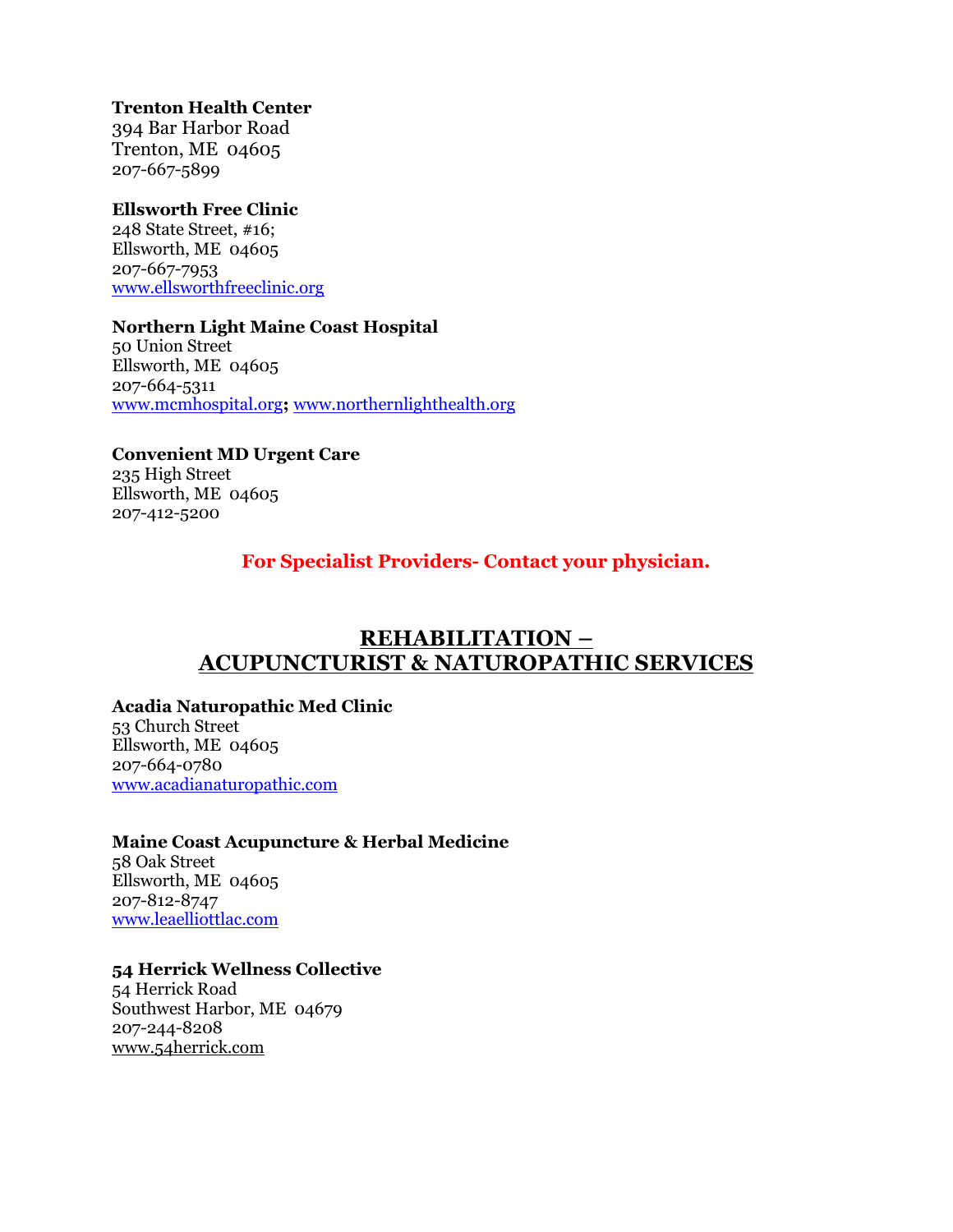**Trenton Health Center**
394 Bar Harbor Road
Trenton, ME 04605
207-667-5899

**Ellsworth Free Clinic**
248 State Street, #16;
Ellsworth, ME 04605
207-667-7953
www.ellsworthfreeclinic.org

**Northern Light Maine Coast Hospital**
50 Union Street
Ellsworth, ME 04605
207-664-5311
www.mcmhospital.org**;** www.northernlighthealth.org

**Convenient MD Urgent Care**
235 High Street
Ellsworth, ME 04605
207-412-5200

**For Specialist Providers- Contact your physician.**

## REHABILITATION – ACUPUNCTURIST & NATUROPATHIC SERVICES

**Acadia Naturopathic Med Clinic**
53 Church Street
Ellsworth, ME 04605
207-664-0780
www.acadianaturopathic.com

**Maine Coast Acupuncture & Herbal Medicine**
58 Oak Street
Ellsworth, ME 04605
207-812-8747
www.leaelliottlac.com

**54 Herrick Wellness Collective**
54 Herrick Road
Southwest Harbor, ME 04679
207-244-8208
www.54herrick.com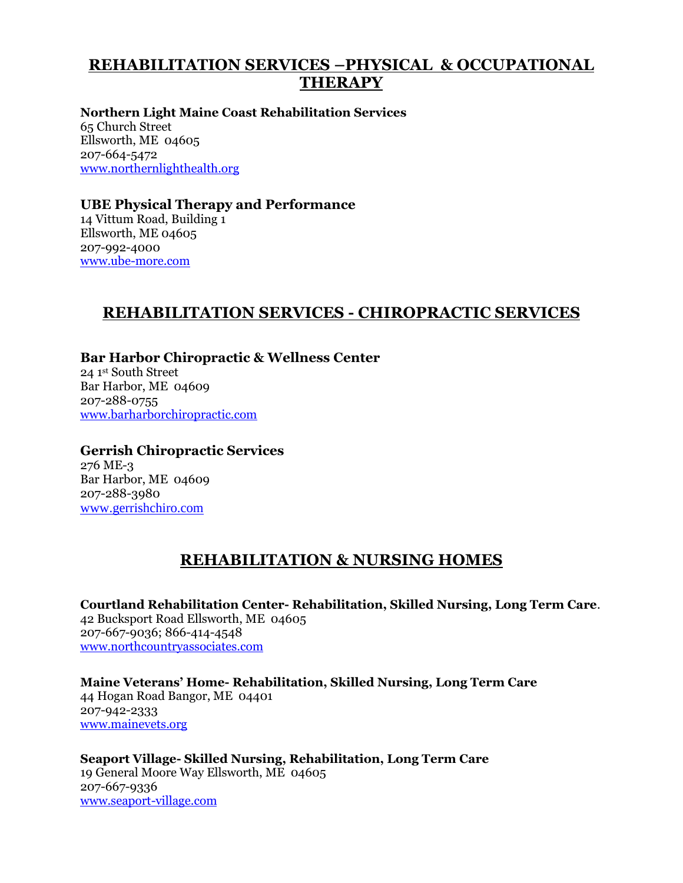## REHABILITATION SERVICES –PHYSICAL & OCCUPATIONAL THERAPY

**Northern Light Maine Coast Rehabilitation Services**
65 Church Street
Ellsworth, ME 04605
207-664-5472
www.northernlighthealth.org

**UBE Physical Therapy and Performance**
14 Vittum Road, Building 1
Ellsworth, ME 04605
207-992-4000
www.ube-more.com

## REHABILITATION SERVICES - CHIROPRACTIC SERVICES

**Bar Harbor Chiropractic & Wellness Center**
24 1st South Street
Bar Harbor, ME 04609
207-288-0755
www.barharborchiropractic.com

**Gerrish Chiropractic Services**
276 ME-3
Bar Harbor, ME 04609
207-288-3980
www.gerrishchiro.com

## REHABILITATION & NURSING HOMES

**Courtland Rehabilitation Center- Rehabilitation, Skilled Nursing, Long Term Care**.
42 Bucksport Road Ellsworth, ME 04605
207-667-9036; 866-414-4548
www.northcountryassociates.com

**Maine Veterans' Home- Rehabilitation, Skilled Nursing, Long Term Care**
44 Hogan Road Bangor, ME 04401
207-942-2333
www.mainevets.org

**Seaport Village- Skilled Nursing, Rehabilitation, Long Term Care**
19 General Moore Way Ellsworth, ME 04605
207-667-9336
www.seaport-village.com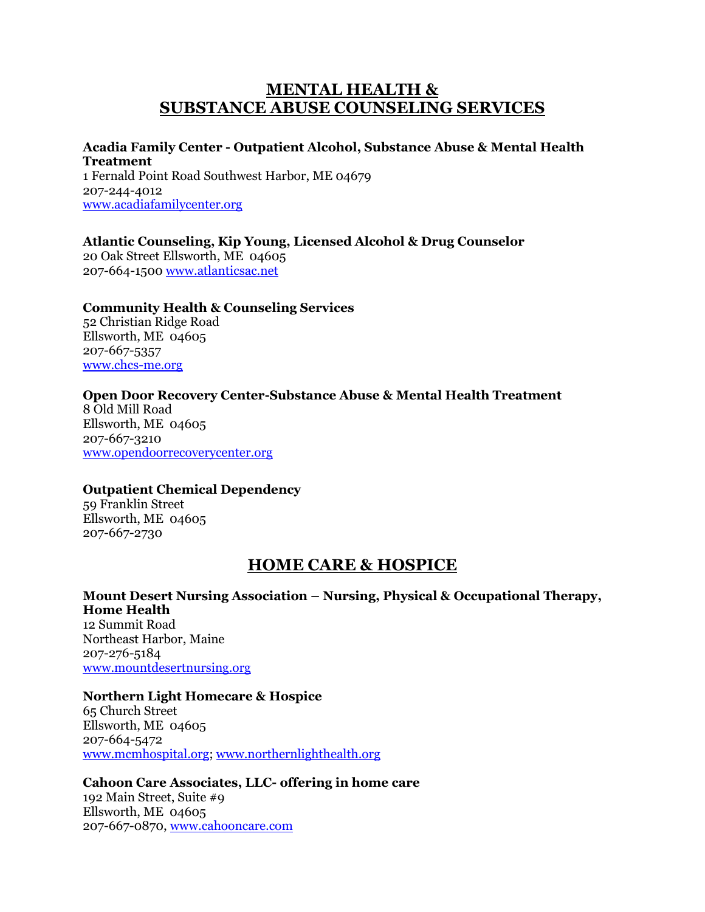# MENTAL HEALTH & SUBSTANCE ABUSE COUNSELING SERVICES

**Acadia Family Center - Outpatient Alcohol, Substance Abuse & Mental Health Treatment**
1 Fernald Point Road Southwest Harbor, ME 04679
207-244-4012
www.acadiafamilycenter.org

**Atlantic Counseling, Kip Young, Licensed Alcohol & Drug Counselor**
20 Oak Street Ellsworth, ME 04605
207-664-1500 www.atlanticsac.net

**Community Health & Counseling Services**
52 Christian Ridge Road
Ellsworth, ME 04605
207-667-5357
www.chcs-me.org

**Open Door Recovery Center-Substance Abuse & Mental Health Treatment**
8 Old Mill Road
Ellsworth, ME 04605
207-667-3210
www.opendoorrecoverycenter.org

**Outpatient Chemical Dependency**
59 Franklin Street
Ellsworth, ME 04605
207-667-2730

# HOME CARE & HOSPICE

**Mount Desert Nursing Association – Nursing, Physical & Occupational Therapy, Home Health**
12 Summit Road
Northeast Harbor, Maine
207-276-5184
www.mountdesertnursing.org

**Northern Light Homecare & Hospice**
65 Church Street
Ellsworth, ME 04605
207-664-5472
www.mcmhospital.org; www.northernlighthealth.org

**Cahoon Care Associates, LLC- offering in home care**
192 Main Street, Suite #9
Ellsworth, ME 04605
207-667-0870, www.cahooncare.com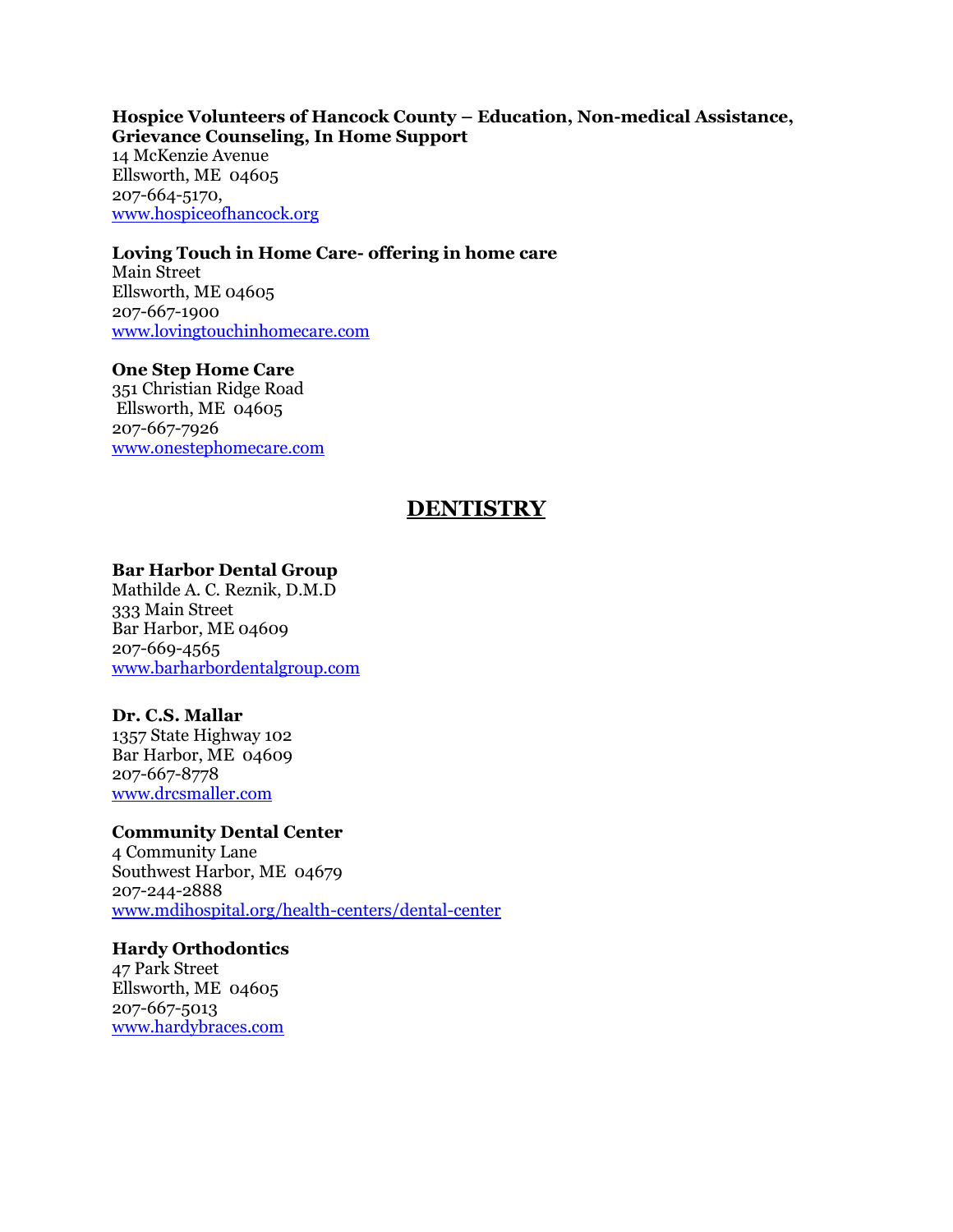**Hospice Volunteers of Hancock County – Education, Non-medical Assistance, Grievance Counseling, In Home Support**
14 McKenzie Avenue
Ellsworth, ME 04605
207-664-5170,
www.hospiceofhancock.org

**Loving Touch in Home Care- offering in home care**
Main Street
Ellsworth, ME 04605
207-667-1900
www.lovingtouchinhomecare.com

**One Step Home Care**
351 Christian Ridge Road
Ellsworth, ME 04605
207-667-7926
www.onestephomecare.com

## DENTISTRY

**Bar Harbor Dental Group**
Mathilde A. C. Reznik, D.M.D
333 Main Street
Bar Harbor, ME 04609
207-669-4565
www.barharbordentalgroup.com

**Dr. C.S. Mallar**
1357 State Highway 102
Bar Harbor, ME 04609
207-667-8778
www.drcsmaller.com

**Community Dental Center**
4 Community Lane
Southwest Harbor, ME 04679
207-244-2888
www.mdihospital.org/health-centers/dental-center

**Hardy Orthodontics**
47 Park Street
Ellsworth, ME 04605
207-667-5013
www.hardybraces.com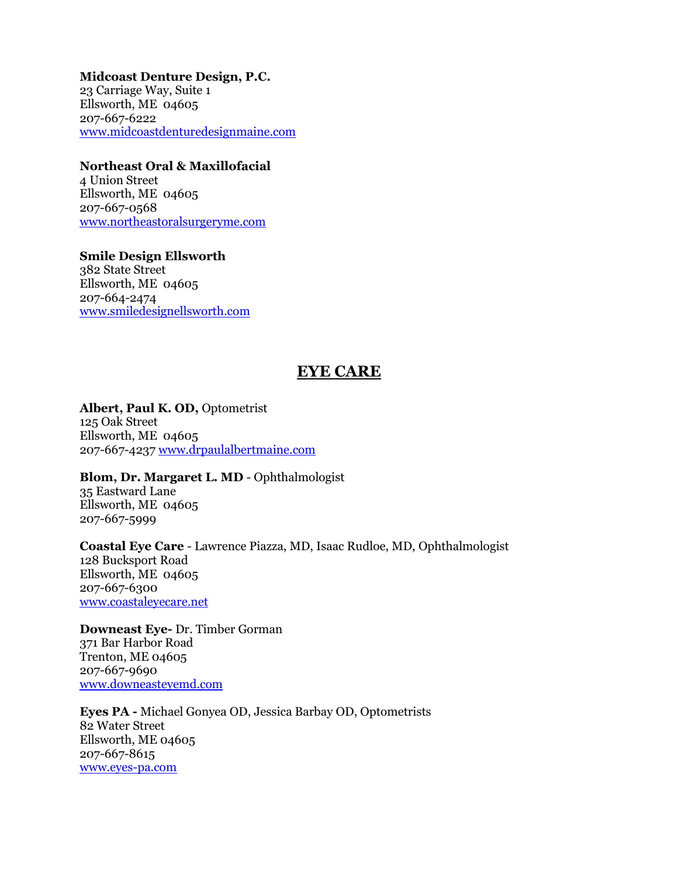**Midcoast Denture Design, P.C.**
23 Carriage Way, Suite 1
Ellsworth, ME 04605
207-667-6222
www.midcoastdenturedesignmaine.com

**Northeast Oral & Maxillofacial**
4 Union Street
Ellsworth, ME 04605
207-667-0568
www.northeastoralsurgeryme.com

**Smile Design Ellsworth**
382 State Street
Ellsworth, ME 04605
207-664-2474
www.smiledesignellsworth.com

## EYE CARE

**Albert, Paul K. OD,** Optometrist
125 Oak Street
Ellsworth, ME 04605
207-667-4237 www.drpaulalbertmaine.com

**Blom, Dr. Margaret L. MD** - Ophthalmologist
35 Eastward Lane
Ellsworth, ME 04605
207-667-5999

**Coastal Eye Care** - Lawrence Piazza, MD, Isaac Rudloe, MD, Ophthalmologist
128 Bucksport Road
Ellsworth, ME 04605
207-667-6300
www.coastaleyecare.net

**Downeast Eye-** Dr. Timber Gorman
371 Bar Harbor Road
Trenton, ME 04605
207-667-9690
www.downeasteyemd.com

**Eyes PA -** Michael Gonyea OD, Jessica Barbay OD, Optometrists
82 Water Street
Ellsworth, ME 04605
207-667-8615
www.eyes-pa.com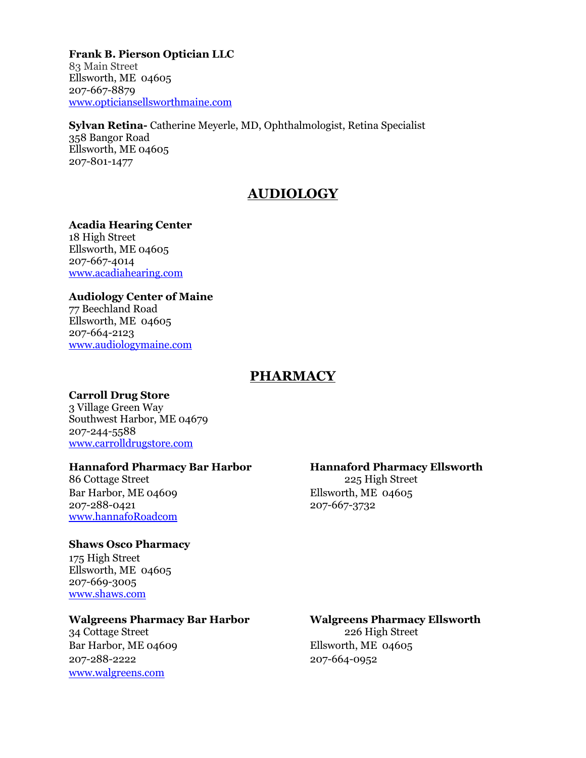**Frank B. Pierson Optician LLC**
83 Main Street
Ellsworth, ME 04605
207-667-8879
www.opticiansellsworthmaine.com

**Sylvan Retina-** Catherine Meyerle, MD, Ophthalmologist, Retina Specialist
358 Bangor Road
Ellsworth, ME 04605
207-801-1477

## AUDIOLOGY

**Acadia Hearing Center**
18 High Street
Ellsworth, ME 04605
207-667-4014
www.acadiahearing.com

**Audiology Center of Maine**
77 Beechland Road
Ellsworth, ME 04605
207-664-2123
www.audiologymaine.com

## PHARMACY

**Carroll Drug Store**
3 Village Green Way
Southwest Harbor, ME 04679
207-244-5588
www.carrolldrugstore.com

**Hannaford Pharmacy Bar Harbor**
86 Cottage Street
Bar Harbor, ME 04609
207-288-0421
www.hannafoRoadcom

**Hannaford Pharmacy Ellsworth**
225 High Street
Ellsworth, ME 04605
207-667-3732

**Shaws Osco Pharmacy**
175 High Street
Ellsworth, ME 04605
207-669-3005
www.shaws.com

**Walgreens Pharmacy Bar Harbor**
34 Cottage Street
Bar Harbor, ME 04609
207-288-2222
www.walgreens.com

**Walgreens Pharmacy Ellsworth**
226 High Street
Ellsworth, ME 04605
207-664-0952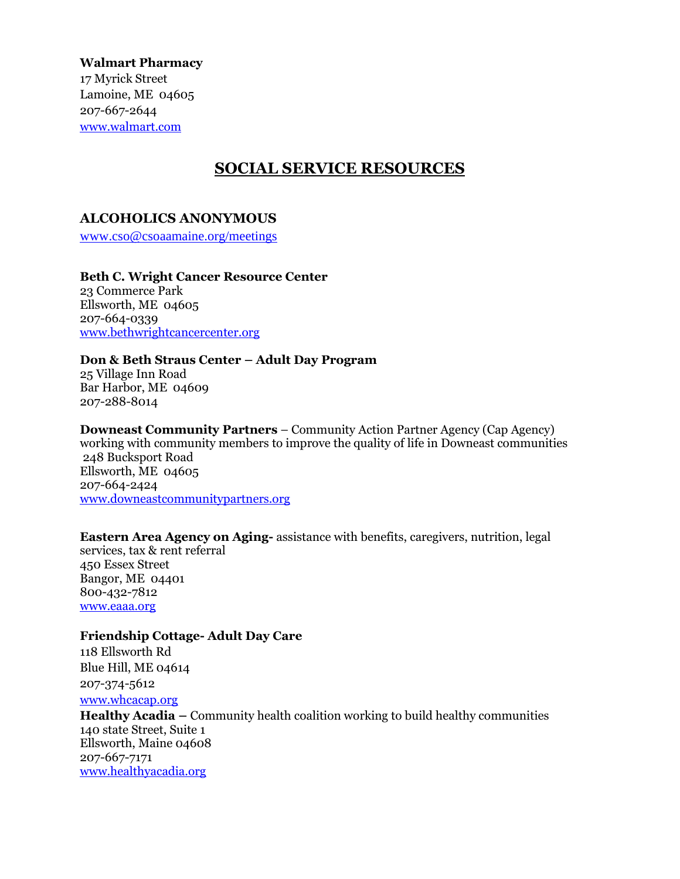**Walmart Pharmacy**
17 Myrick Street
Lamoine, ME 04605
207-667-2644
www.walmart.com

## SOCIAL SERVICE RESOURCES

### ALCOHOLICS ANONYMOUS

www.cso@csoaamaine.org/meetings

**Beth C. Wright Cancer Resource Center**
23 Commerce Park
Ellsworth, ME 04605
207-664-0339
www.bethwrightcancercenter.org

**Don & Beth Straus Center – Adult Day Program**
25 Village Inn Road
Bar Harbor, ME 04609
207-288-8014

**Downeast Community Partners** – Community Action Partner Agency (Cap Agency) working with community members to improve the quality of life in Downeast communities
248 Bucksport Road
Ellsworth, ME 04605
207-664-2424
www.downeastcommunitypartners.org

**Eastern Area Agency on Aging-** assistance with benefits, caregivers, nutrition, legal services, tax & rent referral
450 Essex Street
Bangor, ME 04401
800-432-7812
www.eaaa.org

**Friendship Cottage- Adult Day Care**
118 Ellsworth Rd
Blue Hill, ME 04614
207-374-5612
www.whcacap.org

**Healthy Acadia –** Community health coalition working to build healthy communities
140 state Street, Suite 1
Ellsworth, Maine 04608
207-667-7171
www.healthyacadia.org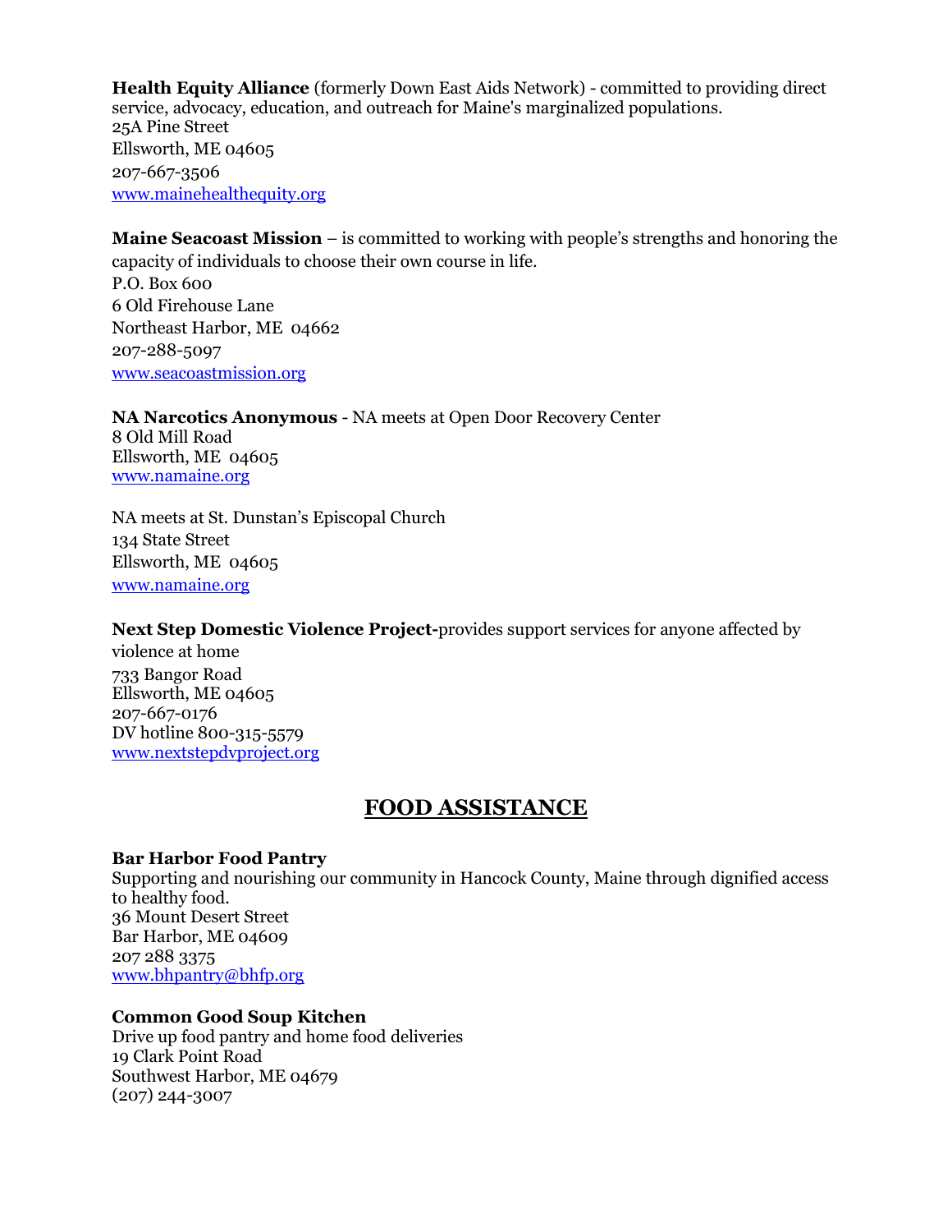**Health Equity Alliance** (formerly Down East Aids Network) - committed to providing direct service, advocacy, education, and outreach for Maine's marginalized populations.
25A Pine Street
Ellsworth, ME 04605
207-667-3506
www.mainehealthequity.org

**Maine Seacoast Mission** – is committed to working with people's strengths and honoring the capacity of individuals to choose their own course in life.
P.O. Box 600
6 Old Firehouse Lane
Northeast Harbor, ME 04662
207-288-5097
www.seacoastmission.org

**NA Narcotics Anonymous** - NA meets at Open Door Recovery Center
8 Old Mill Road
Ellsworth, ME 04605
www.namaine.org

NA meets at St. Dunstan's Episcopal Church
134 State Street
Ellsworth, ME 04605
www.namaine.org

**Next Step Domestic Violence Project-**provides support services for anyone affected by violence at home
733 Bangor Road
Ellsworth, ME 04605
207-667-0176
DV hotline 800-315-5579
www.nextstepdvproject.org

## FOOD ASSISTANCE

**Bar Harbor Food Pantry**
Supporting and nourishing our community in Hancock County, Maine through dignified access to healthy food.
36 Mount Desert Street
Bar Harbor, ME 04609
207 288 3375
www.bhpantry@bhfp.org

**Common Good Soup Kitchen**
Drive up food pantry and home food deliveries
19 Clark Point Road
Southwest Harbor, ME 04679
(207) 244-3007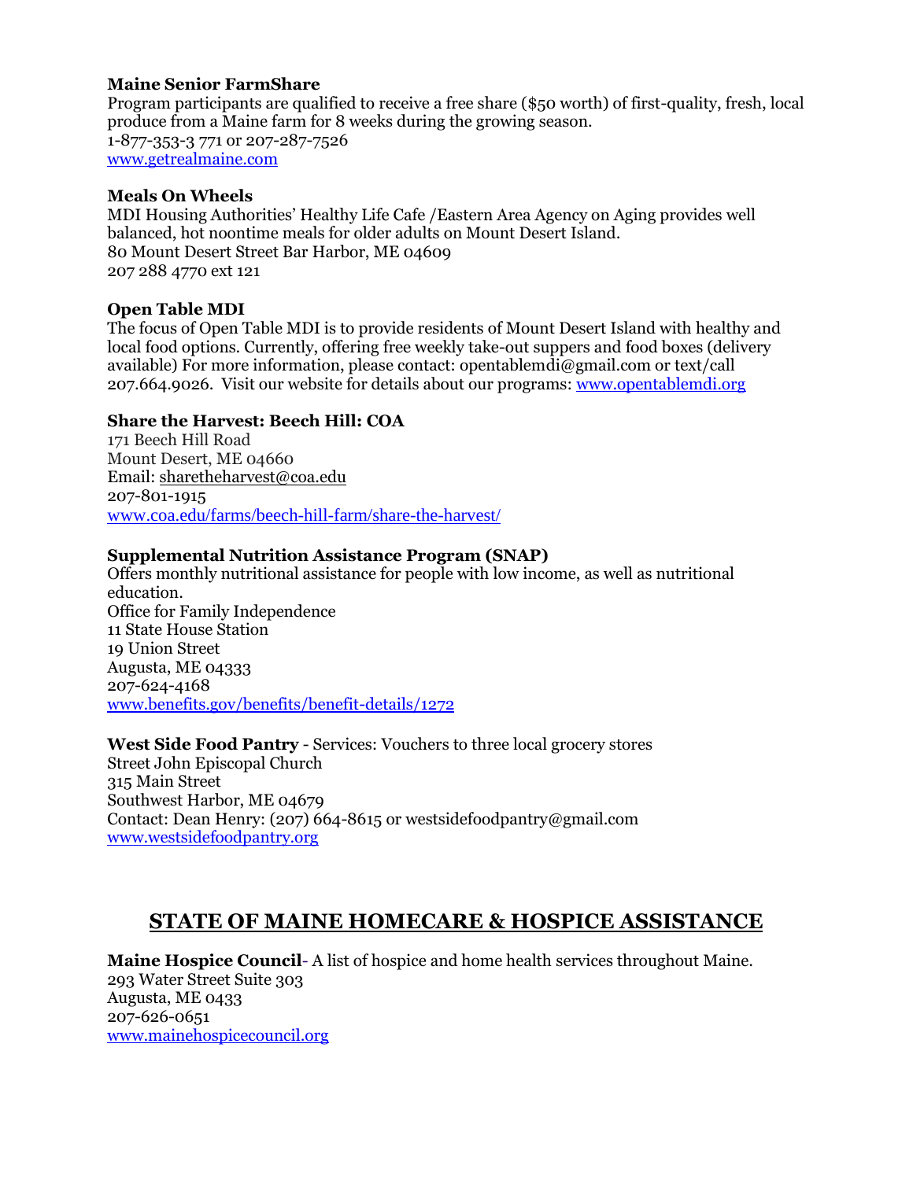**Maine Senior FarmShare**
Program participants are qualified to receive a free share ($50 worth) of first-quality, fresh, local produce from a Maine farm for 8 weeks during the growing season.
1-877-353-3 771 or 207-287-7526
www.getrealmaine.com

**Meals On Wheels**
MDI Housing Authorities' Healthy Life Cafe /Eastern Area Agency on Aging provides well balanced, hot noontime meals for older adults on Mount Desert Island.
80 Mount Desert Street Bar Harbor, ME 04609
207 288 4770 ext 121

**Open Table MDI**
The focus of Open Table MDI is to provide residents of Mount Desert Island with healthy and local food options. Currently, offering free weekly take-out suppers and food boxes (delivery available) For more information, please contact: opentablemdi@gmail.com or text/call 207.664.9026. Visit our website for details about our programs: www.opentablemdi.org

**Share the Harvest: Beech Hill: COA**
171 Beech Hill Road
Mount Desert, ME 04660
Email: sharetheharvest@coa.edu
207-801-1915
www.coa.edu/farms/beech-hill-farm/share-the-harvest/

**Supplemental Nutrition Assistance Program (SNAP)**
Offers monthly nutritional assistance for people with low income, as well as nutritional education.
Office for Family Independence
11 State House Station
19 Union Street
Augusta, ME 04333
207-624-4168
www.benefits.gov/benefits/benefit-details/1272

**West Side Food Pantry** - Services: Vouchers to three local grocery stores
Street John Episcopal Church
315 Main Street
Southwest Harbor, ME 04679
Contact: Dean Henry: (207) 664-8615 or westsidefoodpantry@gmail.com
www.westsidefoodpantry.org

## STATE OF MAINE HOMECARE & HOSPICE ASSISTANCE

**Maine Hospice Council**- A list of hospice and home health services throughout Maine.
293 Water Street Suite 303
Augusta, ME 0433
207-626-0651
www.mainehospicecouncil.org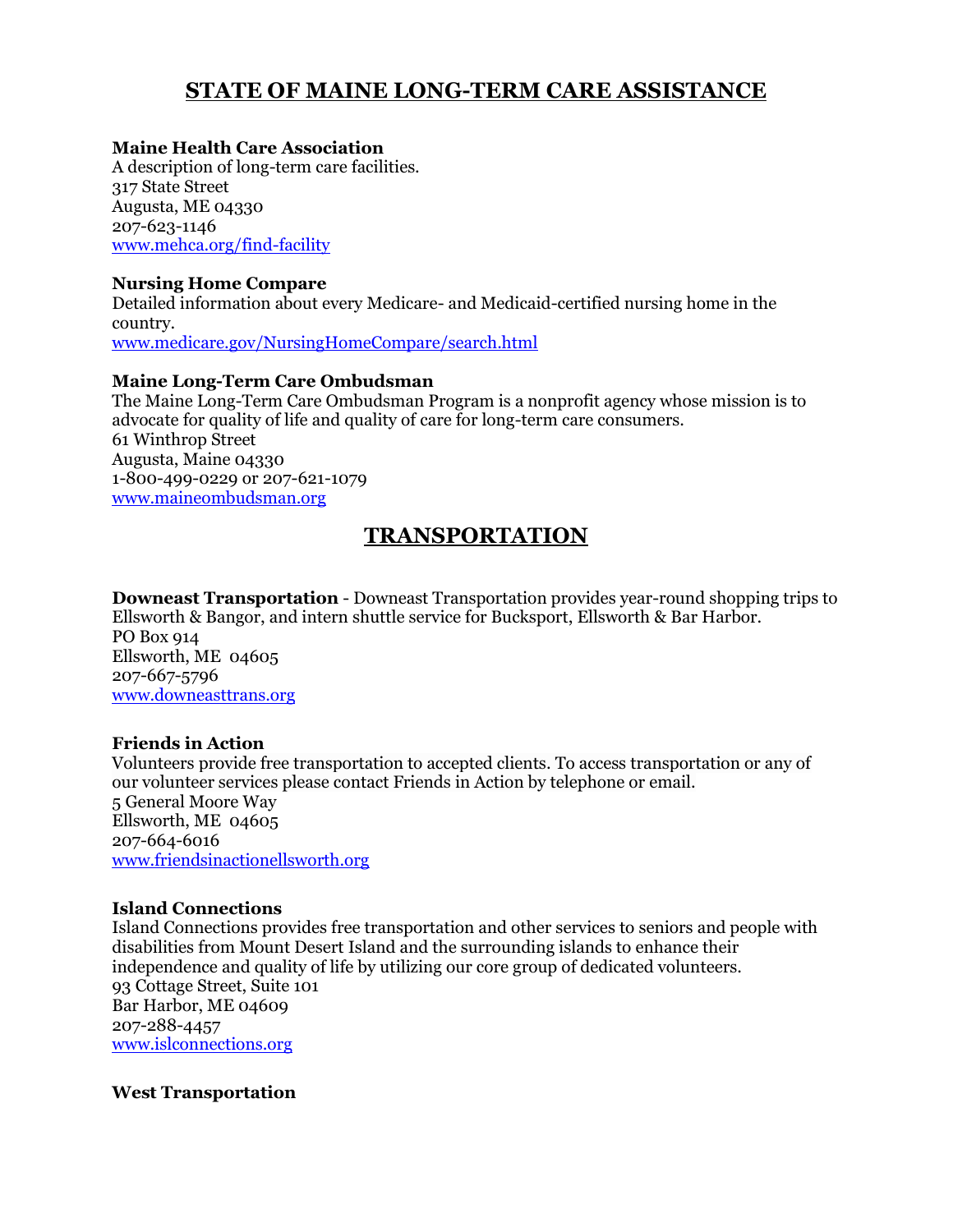# STATE OF MAINE LONG-TERM CARE ASSISTANCE

**Maine Health Care Association**
A description of long-term care facilities.
317 State Street
Augusta, ME 04330
207-623-1146
www.mehca.org/find-facility

**Nursing Home Compare**
Detailed information about every Medicare- and Medicaid-certified nursing home in the country.
www.medicare.gov/NursingHomeCompare/search.html

**Maine Long-Term Care Ombudsman**
The Maine Long-Term Care Ombudsman Program is a nonprofit agency whose mission is to advocate for quality of life and quality of care for long-term care consumers.
61 Winthrop Street
Augusta, Maine 04330
1-800-499-0229 or 207-621-1079
www.maineombudsman.org

# TRANSPORTATION

**Downeast Transportation** - Downeast Transportation provides year-round shopping trips to Ellsworth & Bangor, and intern shuttle service for Bucksport, Ellsworth & Bar Harbor.
PO Box 914
Ellsworth, ME 04605
207-667-5796
www.downeasttrans.org

**Friends in Action**
Volunteers provide free transportation to accepted clients. To access transportation or any of our volunteer services please contact Friends in Action by telephone or email.
5 General Moore Way
Ellsworth, ME 04605
207-664-6016
www.friendsinactionellsworth.org

**Island Connections**
Island Connections provides free transportation and other services to seniors and people with disabilities from Mount Desert Island and the surrounding islands to enhance their independence and quality of life by utilizing our core group of dedicated volunteers.
93 Cottage Street, Suite 101
Bar Harbor, ME 04609
207-288-4457
www.islconnections.org

**West Transportation**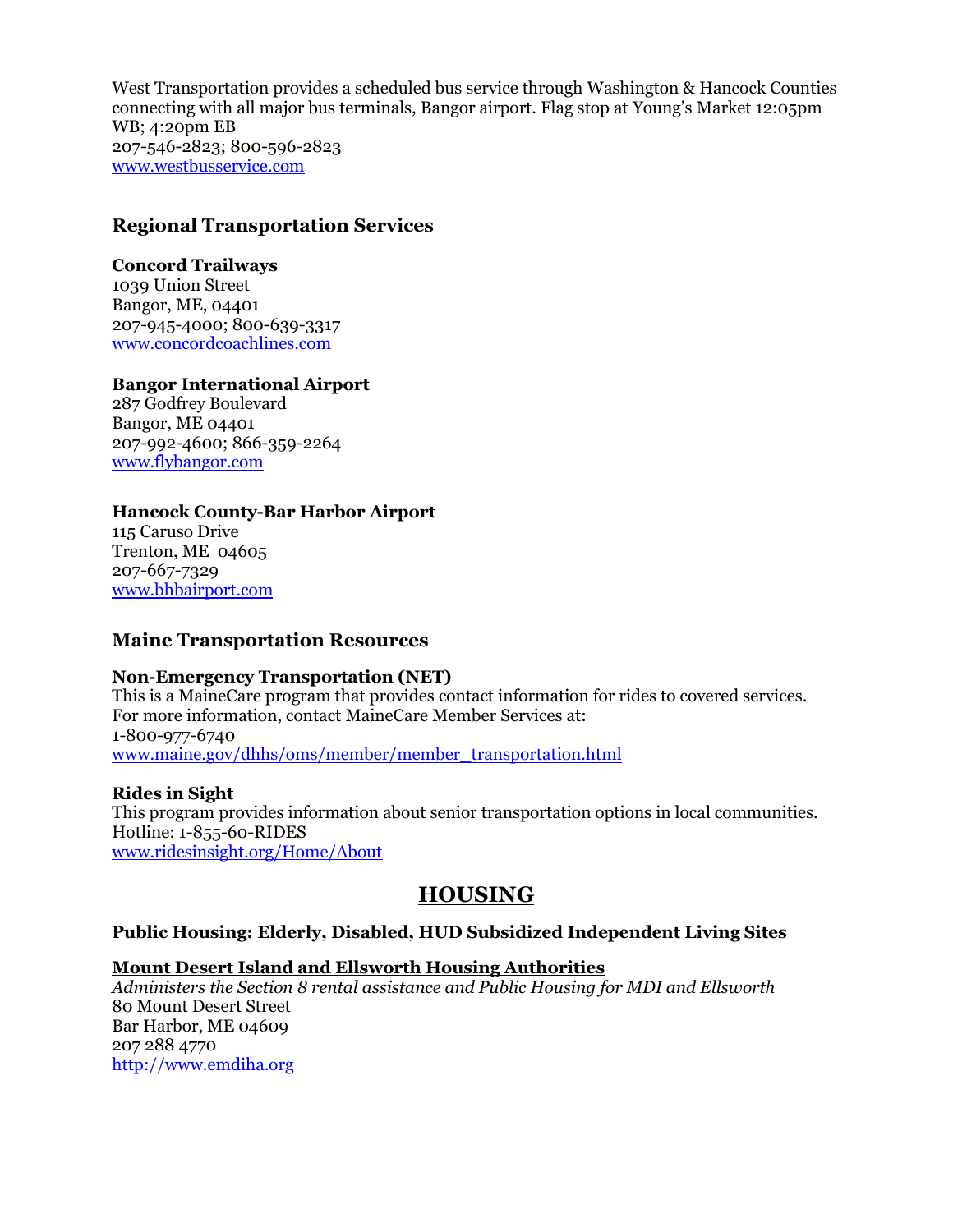West Transportation provides a scheduled bus service through Washington & Hancock Counties connecting with all major bus terminals, Bangor airport. Flag stop at Young's Market 12:05pm WB; 4:20pm EB
207-546-2823; 800-596-2823
www.westbusservice.com

### Regional Transportation Services

**Concord Trailways**
1039 Union Street
Bangor, ME, 04401
207-945-4000; 800-639-3317
www.concordcoachlines.com

**Bangor International Airport**
287 Godfrey Boulevard
Bangor, ME 04401
207-992-4600; 866-359-2264
www.flybangor.com

**Hancock County-Bar Harbor Airport**
115 Caruso Drive
Trenton, ME 04605
207-667-7329
www.bhbairport.com

### Maine Transportation Resources

**Non-Emergency Transportation (NET)**
This is a MaineCare program that provides contact information for rides to covered services. For more information, contact MaineCare Member Services at:
1-800-977-6740
www.maine.gov/dhhs/oms/member/member_transportation.html

**Rides in Sight**
This program provides information about senior transportation options in local communities.
Hotline: 1-855-60-RIDES
www.ridesinsight.org/Home/About

## HOUSING

### Public Housing: Elderly, Disabled, HUD Subsidized Independent Living Sites

**Mount Desert Island and Ellsworth Housing Authorities**
*Administers the Section 8 rental assistance and Public Housing for MDI and Ellsworth*
80 Mount Desert Street
Bar Harbor, ME 04609
207 288 4770
http://www.emdiha.org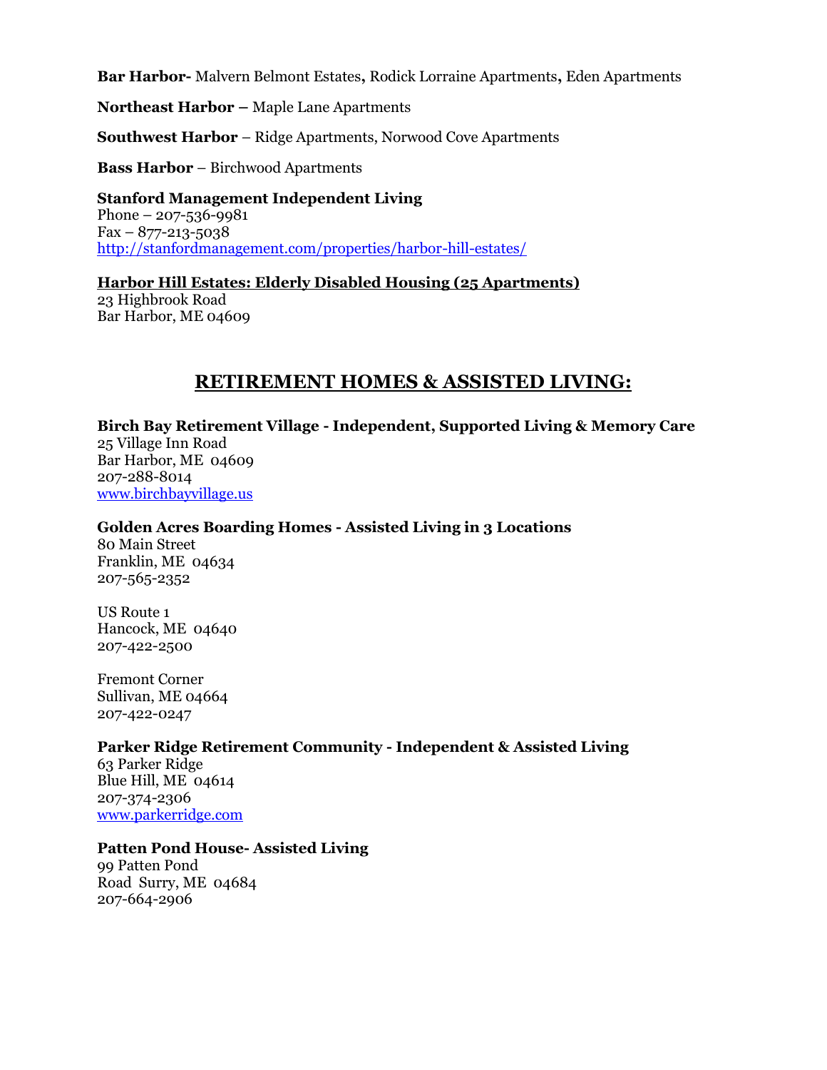**Bar Harbor-** Malvern Belmont Estates**,** Rodick Lorraine Apartments**,** Eden Apartments

**Northeast Harbor –** Maple Lane Apartments

**Southwest Harbor** – Ridge Apartments, Norwood Cove Apartments

**Bass Harbor** – Birchwood Apartments

**Stanford Management Independent Living**
Phone – 207-536-9981
Fax – 877-213-5038
http://stanfordmanagement.com/properties/harbor-hill-estates/

**Harbor Hill Estates: Elderly Disabled Housing (25 Apartments)**
23 Highbrook Road
Bar Harbor, ME 04609

## RETIREMENT HOMES & ASSISTED LIVING:

**Birch Bay Retirement Village - Independent, Supported Living & Memory Care**
25 Village Inn Road
Bar Harbor, ME 04609
207-288-8014
www.birchbayvillage.us

**Golden Acres Boarding Homes - Assisted Living in 3 Locations**
80 Main Street
Franklin, ME 04634
207-565-2352

US Route 1
Hancock, ME 04640
207-422-2500

Fremont Corner
Sullivan, ME 04664
207-422-0247

**Parker Ridge Retirement Community - Independent & Assisted Living**
63 Parker Ridge
Blue Hill, ME 04614
207-374-2306
www.parkerridge.com

**Patten Pond House- Assisted Living**
99 Patten Pond
Road Surry, ME 04684
207-664-2906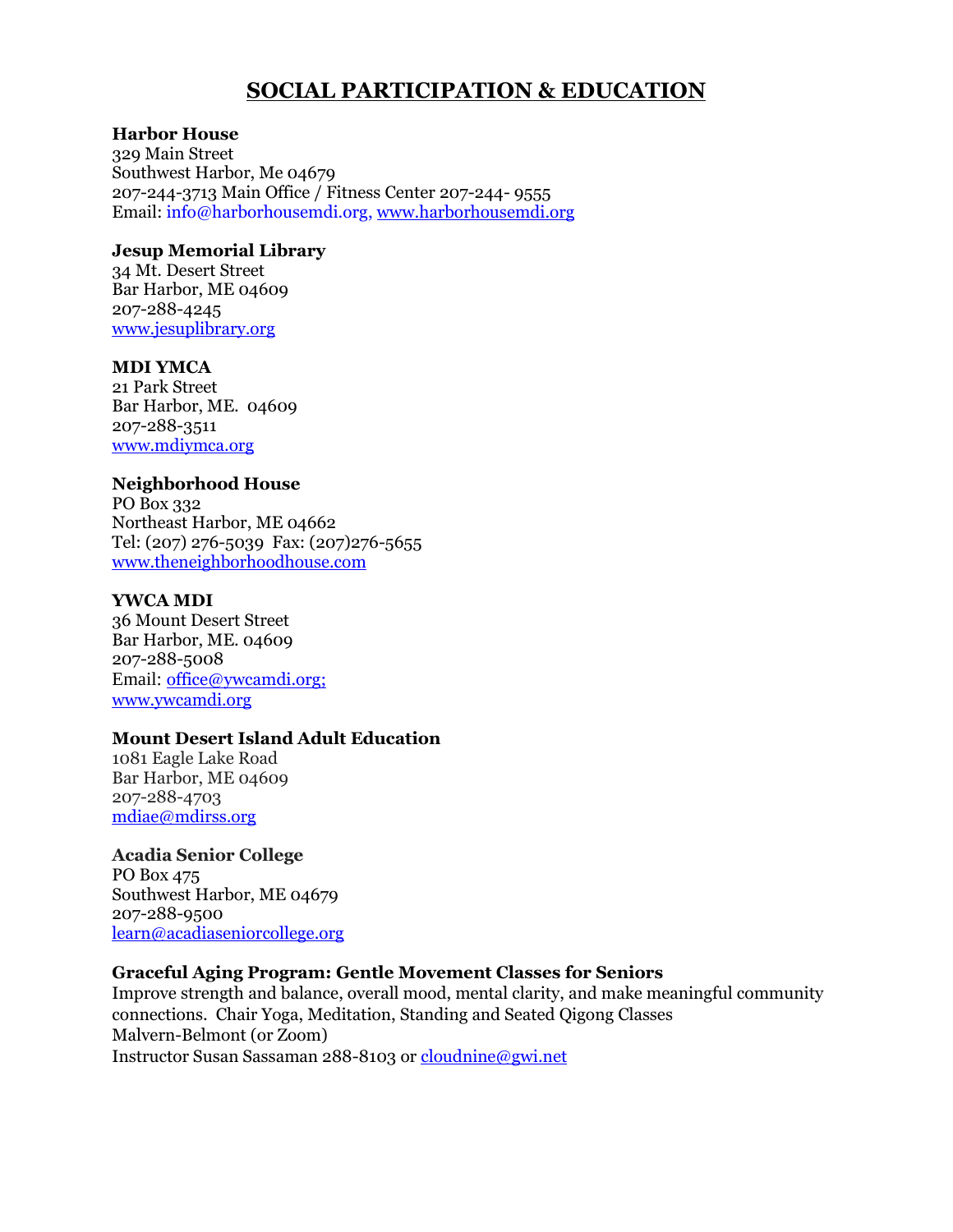# SOCIAL PARTICIPATION & EDUCATION

**Harbor House**
329 Main Street
Southwest Harbor, Me 04679
207-244-3713 Main Office / Fitness Center 207-244- 9555
Email: info@harborhousemdi.org, www.harborhousemdi.org

**Jesup Memorial Library**
34 Mt. Desert Street
Bar Harbor, ME 04609
207-288-4245
www.jesuplibrary.org

**MDI YMCA**
21 Park Street
Bar Harbor, ME. 04609
207-288-3511
www.mdiymca.org

**Neighborhood House**
PO Box 332
Northeast Harbor, ME 04662
Tel: (207) 276-5039 Fax: (207)276-5655
www.theneighborhoodhouse.com

**YWCA MDI**
36 Mount Desert Street
Bar Harbor, ME. 04609
207-288-5008
Email: office@ywcamdi.org;
www.ywcamdi.org

**Mount Desert Island Adult Education**
1081 Eagle Lake Road
Bar Harbor, ME 04609
207-288-4703
mdiae@mdirss.org

**Acadia Senior College**
PO Box 475
Southwest Harbor, ME 04679
207-288-9500
learn@acadiaseniorcollege.org

**Graceful Aging Program: Gentle Movement Classes for Seniors**
Improve strength and balance, overall mood, mental clarity, and make meaningful community connections. Chair Yoga, Meditation, Standing and Seated Qigong Classes
Malvern-Belmont (or Zoom)
Instructor Susan Sassaman 288-8103 or cloudnine@gwi.net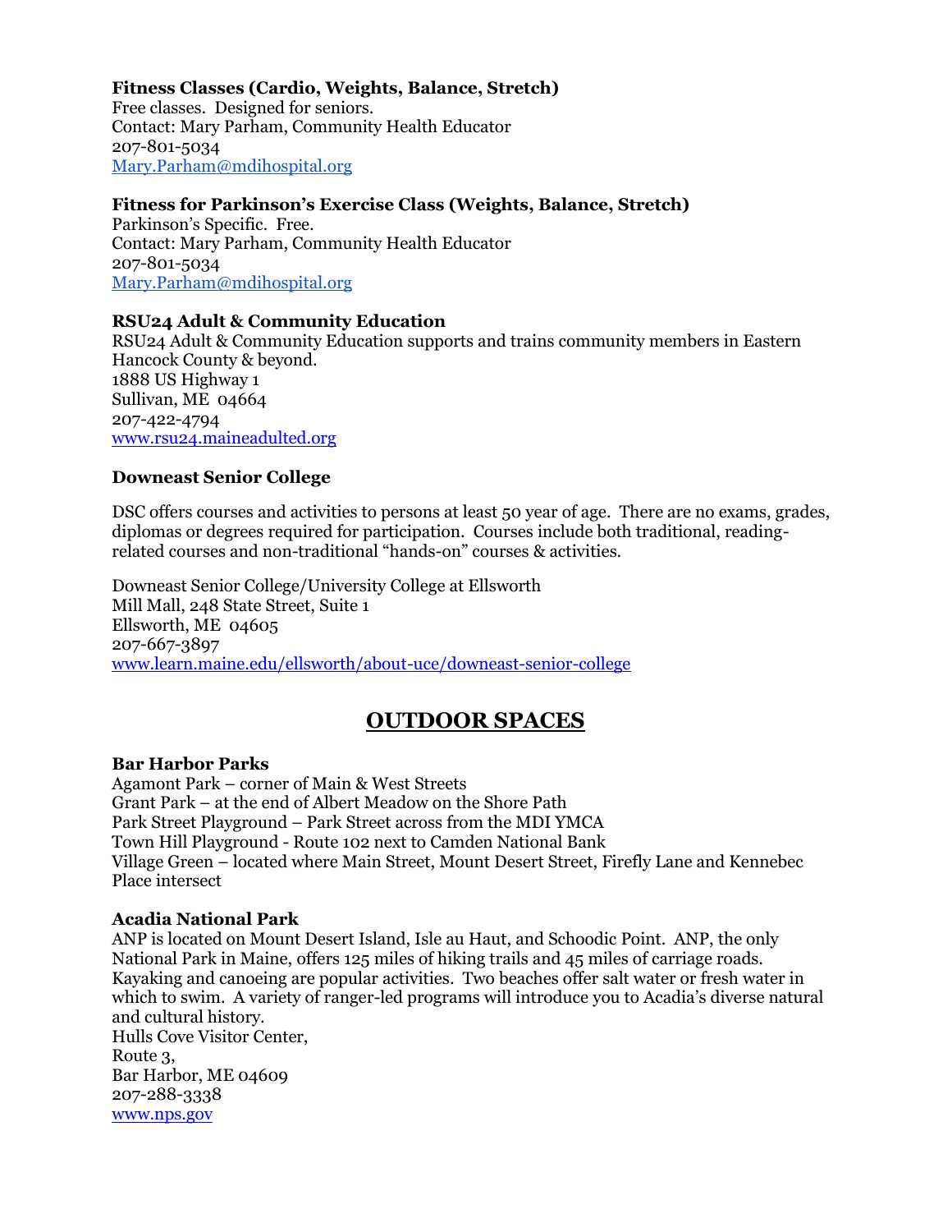**Fitness Classes (Cardio, Weights, Balance, Stretch)**
Free classes. Designed for seniors.
Contact: Mary Parham, Community Health Educator
207-801-5034
Mary.Parham@mdihospital.org

**Fitness for Parkinson's Exercise Class (Weights, Balance, Stretch)**
Parkinson's Specific. Free.
Contact: Mary Parham, Community Health Educator
207-801-5034
Mary.Parham@mdihospital.org

**RSU24 Adult & Community Education**
RSU24 Adult & Community Education supports and trains community members in Eastern Hancock County & beyond.
1888 US Highway 1
Sullivan, ME 04664
207-422-4794
www.rsu24.maineadulted.org

**Downeast Senior College**

DSC offers courses and activities to persons at least 50 year of age. There are no exams, grades, diplomas or degrees required for participation. Courses include both traditional, reading-related courses and non-traditional "hands-on" courses & activities.

Downeast Senior College/University College at Ellsworth
Mill Mall, 248 State Street, Suite 1
Ellsworth, ME 04605
207-667-3897
www.learn.maine.edu/ellsworth/about-uce/downeast-senior-college

## OUTDOOR SPACES

**Bar Harbor Parks**
Agamont Park – corner of Main & West Streets
Grant Park – at the end of Albert Meadow on the Shore Path
Park Street Playground – Park Street across from the MDI YMCA
Town Hill Playground - Route 102 next to Camden National Bank
Village Green – located where Main Street, Mount Desert Street, Firefly Lane and Kennebec Place intersect

**Acadia National Park**
ANP is located on Mount Desert Island, Isle au Haut, and Schoodic Point. ANP, the only National Park in Maine, offers 125 miles of hiking trails and 45 miles of carriage roads. Kayaking and canoeing are popular activities. Two beaches offer salt water or fresh water in which to swim. A variety of ranger-led programs will introduce you to Acadia's diverse natural and cultural history.
Hulls Cove Visitor Center,
Route 3,
Bar Harbor, ME 04609
207-288-3338
www.nps.gov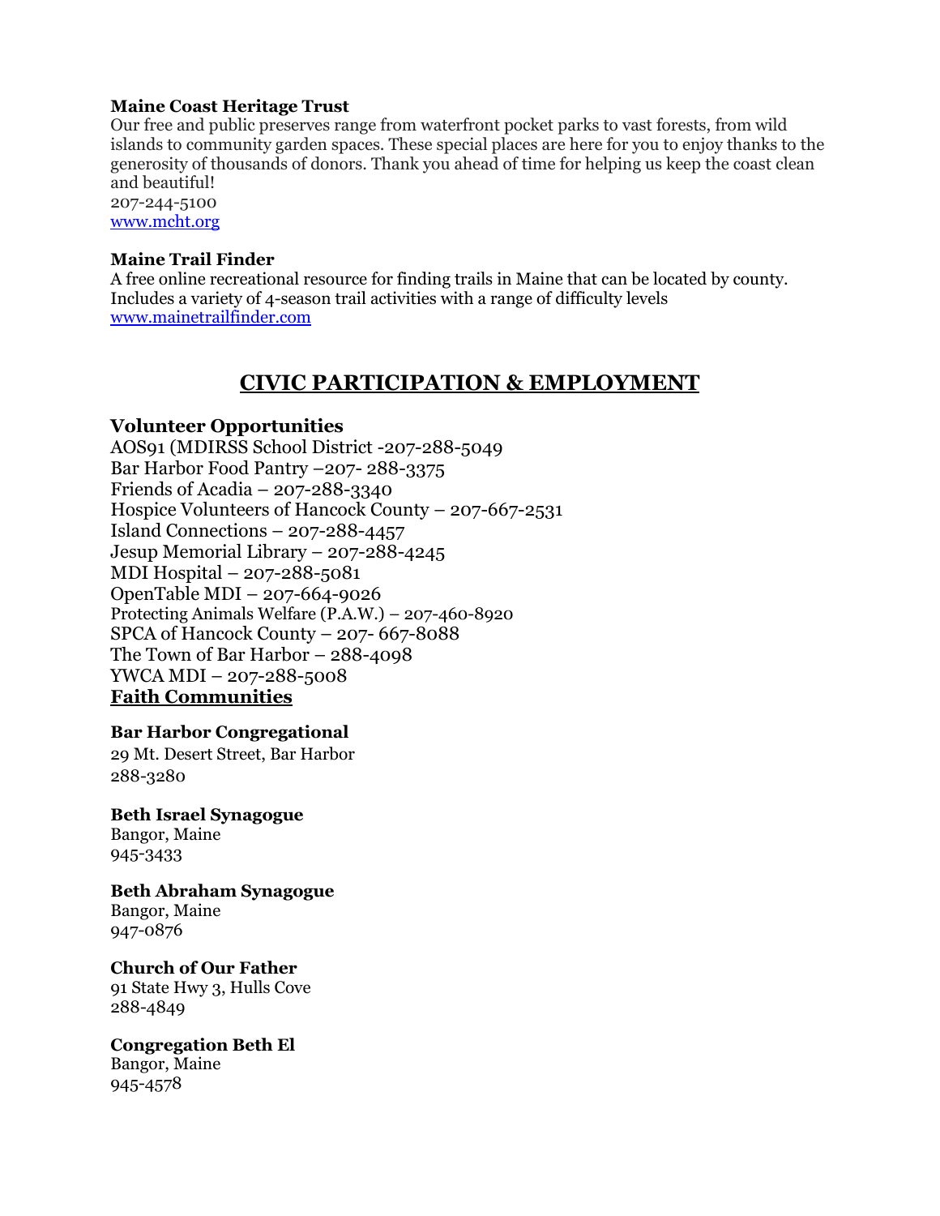**Maine Coast Heritage Trust**
Our free and public preserves range from waterfront pocket parks to vast forests, from wild islands to community garden spaces. These special places are here for you to enjoy thanks to the generosity of thousands of donors. Thank you ahead of time for helping us keep the coast clean and beautiful!
207-244-5100
[www.mcht.org](http://www.mcht.org)

**Maine Trail Finder**
A free online recreational resource for finding trails in Maine that can be located by county. Includes a variety of 4-season trail activities with a range of difficulty levels
[www.mainetrailfinder.com](http://www.mainetrailfinder.com)

## CIVIC PARTICIPATION & EMPLOYMENT

### Volunteer Opportunities

AOS91 (MDIRSS School District -207-288-5049
Bar Harbor Food Pantry –207- 288-3375
Friends of Acadia – 207-288-3340
Hospice Volunteers of Hancock County – 207-667-2531
Island Connections – 207-288-4457
Jesup Memorial Library – 207-288-4245
MDI Hospital – 207-288-5081
OpenTable MDI – 207-664-9026
Protecting Animals Welfare (P.A.W.) – 207-460-8920
SPCA of Hancock County – 207- 667-8088
The Town of Bar Harbor – 288-4098
YWCA MDI – 207-288-5008

### Faith Communities

**Bar Harbor Congregational**
29 Mt. Desert Street, Bar Harbor
288-3280

**Beth Israel Synagogue**
Bangor, Maine
945-3433

**Beth Abraham Synagogue**
Bangor, Maine
947-0876

**Church of Our Father**
91 State Hwy 3, Hulls Cove
288-4849

**Congregation Beth El**
Bangor, Maine
945-4578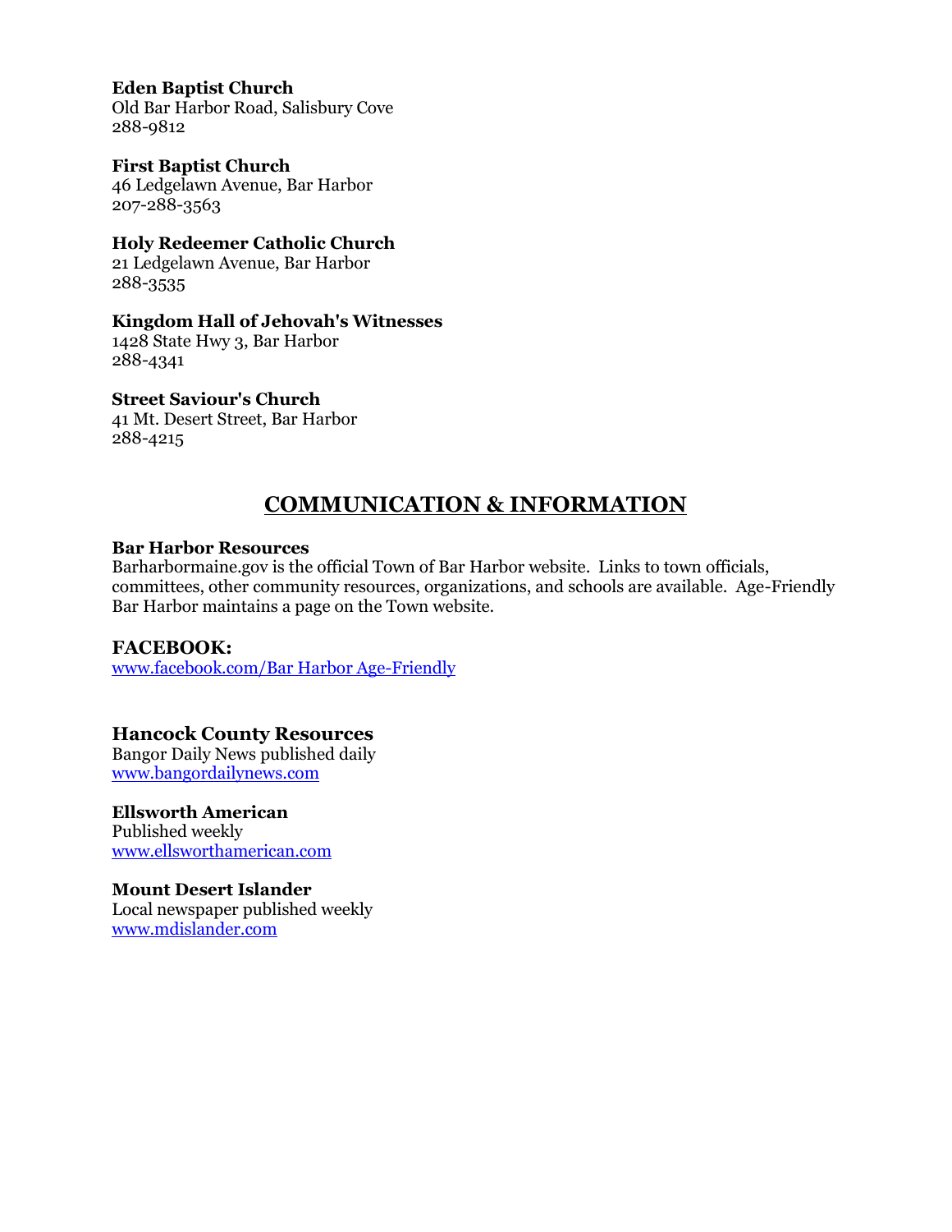**Eden Baptist Church**
Old Bar Harbor Road, Salisbury Cove
288-9812

**First Baptist Church**
46 Ledgelawn Avenue, Bar Harbor
207-288-3563

**Holy Redeemer Catholic Church**
21 Ledgelawn Avenue, Bar Harbor
288-3535

**Kingdom Hall of Jehovah's Witnesses**
1428 State Hwy 3, Bar Harbor
288-4341

**Street Saviour's Church**
41 Mt. Desert Street, Bar Harbor
288-4215

## COMMUNICATION & INFORMATION

**Bar Harbor Resources**
Barharbormaine.gov is the official Town of Bar Harbor website. Links to town officials, committees, other community resources, organizations, and schools are available. Age-Friendly Bar Harbor maintains a page on the Town website.

**FACEBOOK:**
www.facebook.com/Bar Harbor Age-Friendly

**Hancock County Resources**
Bangor Daily News published daily
www.bangordailynews.com

**Ellsworth American**
Published weekly
www.ellsworthamerican.com

**Mount Desert Islander**
Local newspaper published weekly
www.mdislander.com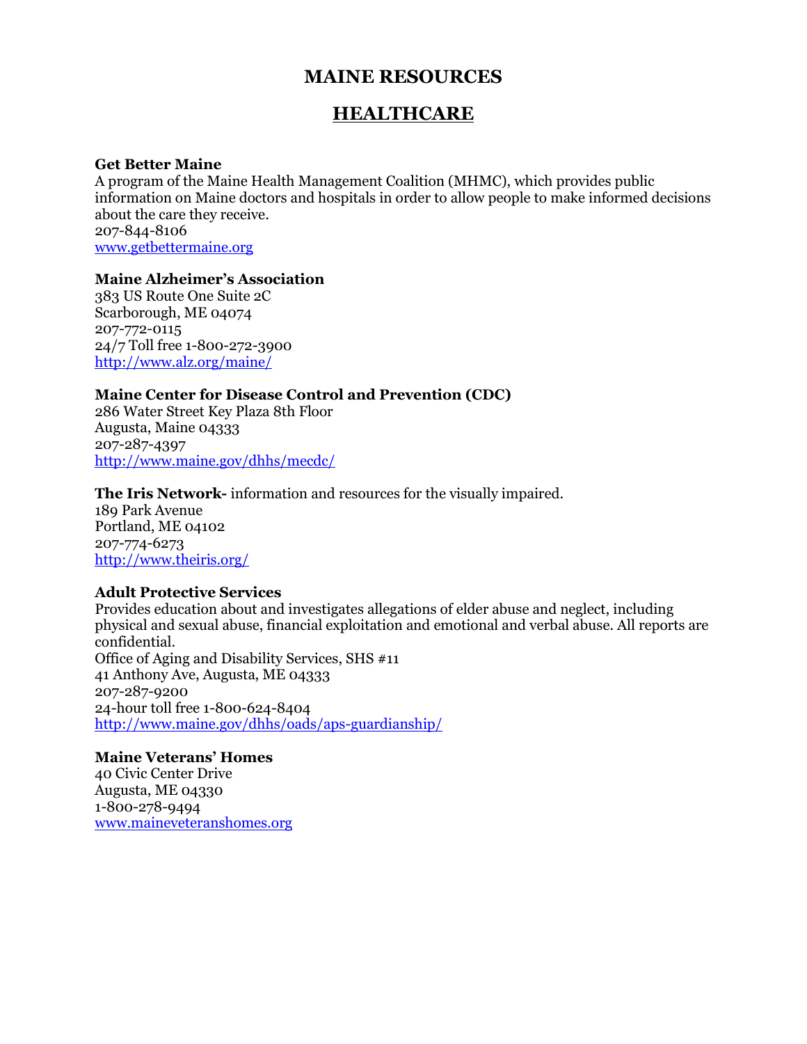# MAINE RESOURCES

## HEALTHCARE

**Get Better Maine**
A program of the Maine Health Management Coalition (MHMC), which provides public information on Maine doctors and hospitals in order to allow people to make informed decisions about the care they receive.
207-844-8106
www.getbettermaine.org

**Maine Alzheimer's Association**
383 US Route One Suite 2C
Scarborough, ME 04074
207-772-0115
24/7 Toll free 1-800-272-3900
http://www.alz.org/maine/

**Maine Center for Disease Control and Prevention (CDC)**
286 Water Street Key Plaza 8th Floor
Augusta, Maine 04333
207-287-4397
http://www.maine.gov/dhhs/mecdc/

**The Iris Network-** information and resources for the visually impaired.
189 Park Avenue
Portland, ME 04102
207-774-6273
http://www.theiris.org/

**Adult Protective Services**
Provides education about and investigates allegations of elder abuse and neglect, including physical and sexual abuse, financial exploitation and emotional and verbal abuse. All reports are confidential.
Office of Aging and Disability Services, SHS #11
41 Anthony Ave, Augusta, ME 04333
207-287-9200
24-hour toll free 1-800-624-8404
http://www.maine.gov/dhhs/oads/aps-guardianship/

**Maine Veterans' Homes**
40 Civic Center Drive
Augusta, ME 04330
1-800-278-9494
www.maineveteranshomes.org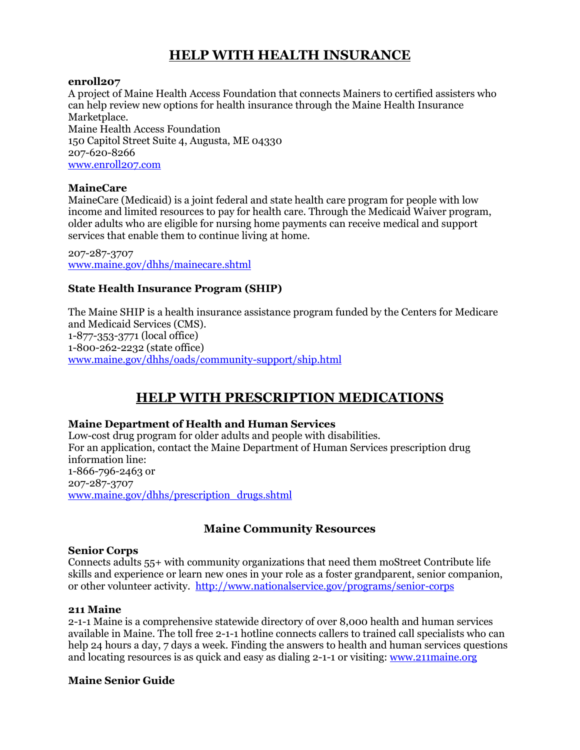## HELP WITH HEALTH INSURANCE

**enroll207**
A project of Maine Health Access Foundation that connects Mainers to certified assisters who can help review new options for health insurance through the Maine Health Insurance Marketplace.
Maine Health Access Foundation
150 Capitol Street Suite 4, Augusta, ME 04330
207-620-8266
www.enroll207.com

**MaineCare**
MaineCare (Medicaid) is a joint federal and state health care program for people with low income and limited resources to pay for health care. Through the Medicaid Waiver program, older adults who are eligible for nursing home payments can receive medical and support services that enable them to continue living at home.

207-287-3707
www.maine.gov/dhhs/mainecare.shtml

**State Health Insurance Program (SHIP)**

The Maine SHIP is a health insurance assistance program funded by the Centers for Medicare and Medicaid Services (CMS).
1-877-353-3771 (local office)
1-800-262-2232 (state office)
www.maine.gov/dhhs/oads/community-support/ship.html

## HELP WITH PRESCRIPTION MEDICATIONS

**Maine Department of Health and Human Services**
Low-cost drug program for older adults and people with disabilities.
For an application, contact the Maine Department of Human Services prescription drug information line:
1-866-796-2463 or
207-287-3707
www.maine.gov/dhhs/prescription_drugs.shtml

### Maine Community Resources

**Senior Corps**
Connects adults 55+ with community organizations that need them moStreet Contribute life skills and experience or learn new ones in your role as a foster grandparent, senior companion, or other volunteer activity. http://www.nationalservice.gov/programs/senior-corps

**211 Maine**
2-1-1 Maine is a comprehensive statewide directory of over 8,000 health and human services available in Maine. The toll free 2-1-1 hotline connects callers to trained call specialists who can help 24 hours a day, 7 days a week. Finding the answers to health and human services questions and locating resources is as quick and easy as dialing 2-1-1 or visiting: www.211maine.org

**Maine Senior Guide**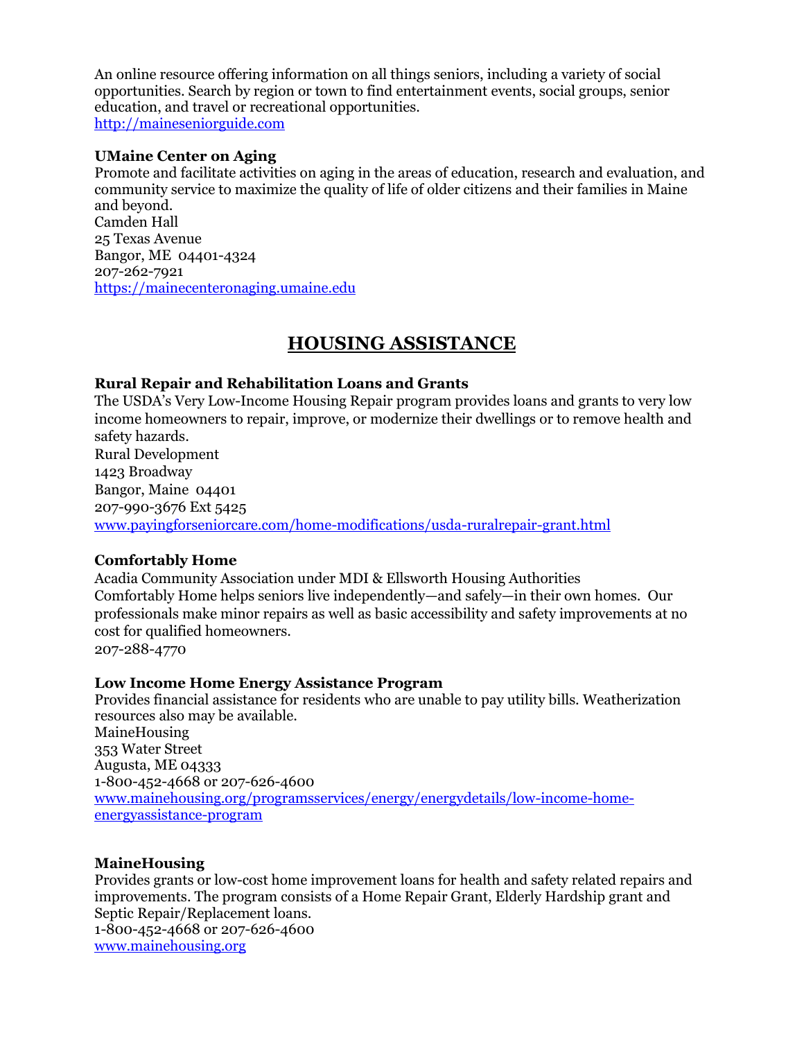An online resource offering information on all things seniors, including a variety of social opportunities. Search by region or town to find entertainment events, social groups, senior education, and travel or recreational opportunities.
http://maineseniorguide.com

**UMaine Center on Aging**
Promote and facilitate activities on aging in the areas of education, research and evaluation, and community service to maximize the quality of life of older citizens and their families in Maine and beyond.
Camden Hall
25 Texas Avenue
Bangor, ME 04401-4324
207-262-7921
https://mainecenteronaging.umaine.edu

## HOUSING ASSISTANCE

**Rural Repair and Rehabilitation Loans and Grants**
The USDA's Very Low-Income Housing Repair program provides loans and grants to very low income homeowners to repair, improve, or modernize their dwellings or to remove health and safety hazards.
Rural Development
1423 Broadway
Bangor, Maine 04401
207-990-3676 Ext 5425
www.payingforseniorcare.com/home-modifications/usda-ruralrepair-grant.html

**Comfortably Home**
Acadia Community Association under MDI & Ellsworth Housing Authorities
Comfortably Home helps seniors live independently—and safely—in their own homes. Our professionals make minor repairs as well as basic accessibility and safety improvements at no cost for qualified homeowners.
207-288-4770

**Low Income Home Energy Assistance Program**
Provides financial assistance for residents who are unable to pay utility bills. Weatherization resources also may be available.
MaineHousing
353 Water Street
Augusta, ME 04333
1-800-452-4668 or 207-626-4600
www.mainehousing.org/programsservices/energy/energydetails/low-income-home-energyassistance-program

**MaineHousing**
Provides grants or low-cost home improvement loans for health and safety related repairs and improvements. The program consists of a Home Repair Grant, Elderly Hardship grant and Septic Repair/Replacement loans.
1-800-452-4668 or 207-626-4600
www.mainehousing.org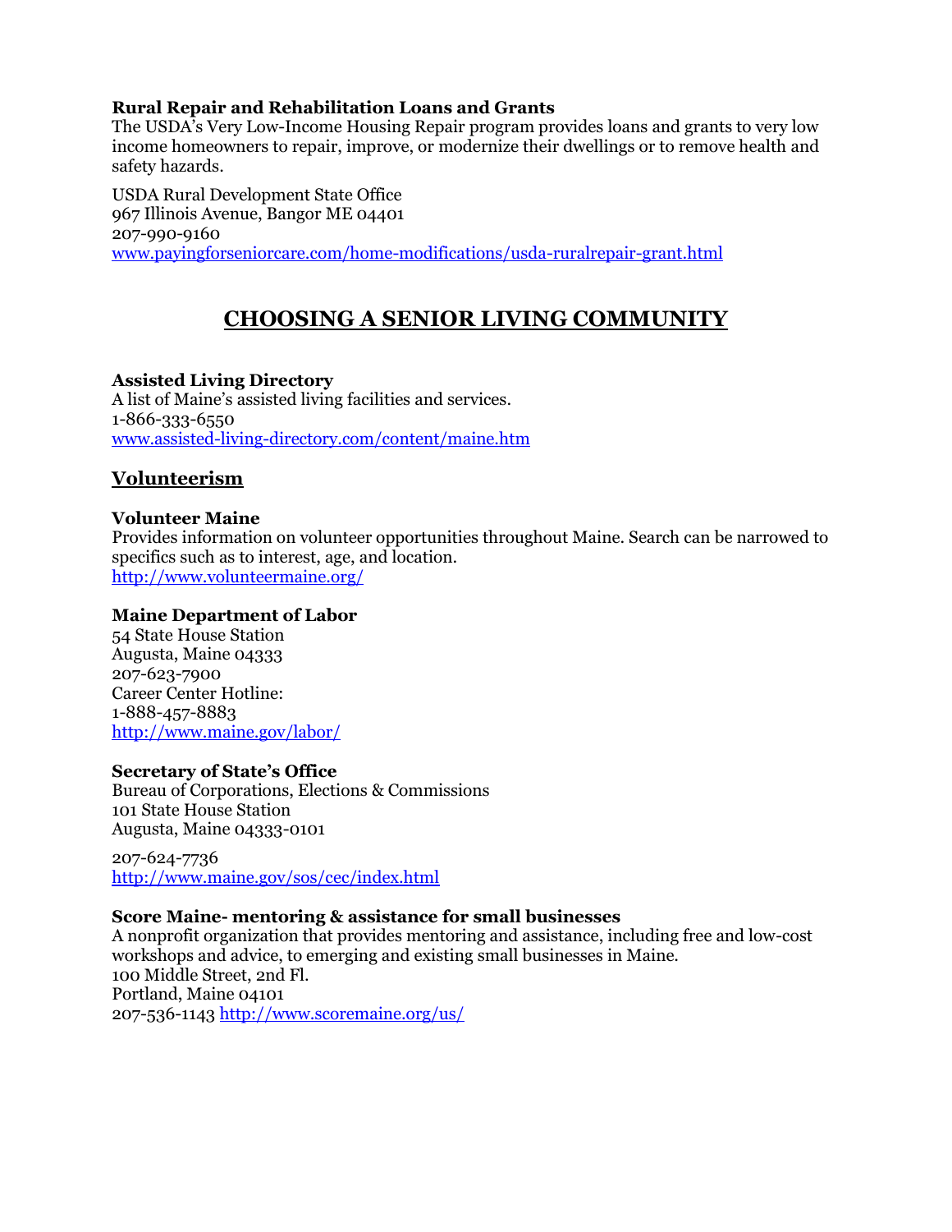**Rural Repair and Rehabilitation Loans and Grants**
The USDA's Very Low-Income Housing Repair program provides loans and grants to very low income homeowners to repair, improve, or modernize their dwellings or to remove health and safety hazards.

USDA Rural Development State Office
967 Illinois Avenue, Bangor ME 04401
207-990-9160
www.payingforseniorcare.com/home-modifications/usda-ruralrepair-grant.html

# CHOOSING A SENIOR LIVING COMMUNITY

**Assisted Living Directory**
A list of Maine's assisted living facilities and services.
1-866-333-6550
www.assisted-living-directory.com/content/maine.htm

## Volunteerism

**Volunteer Maine**
Provides information on volunteer opportunities throughout Maine. Search can be narrowed to specifics such as to interest, age, and location.
http://www.volunteermaine.org/

**Maine Department of Labor**
54 State House Station
Augusta, Maine 04333
207-623-7900
Career Center Hotline:
1-888-457-8883
http://www.maine.gov/labor/

**Secretary of State's Office**
Bureau of Corporations, Elections & Commissions
101 State House Station
Augusta, Maine 04333-0101

207-624-7736
http://www.maine.gov/sos/cec/index.html

**Score Maine- mentoring & assistance for small businesses**
A nonprofit organization that provides mentoring and assistance, including free and low-cost workshops and advice, to emerging and existing small businesses in Maine.
100 Middle Street, 2nd Fl.
Portland, Maine 04101
207-536-1143 http://www.scoremaine.org/us/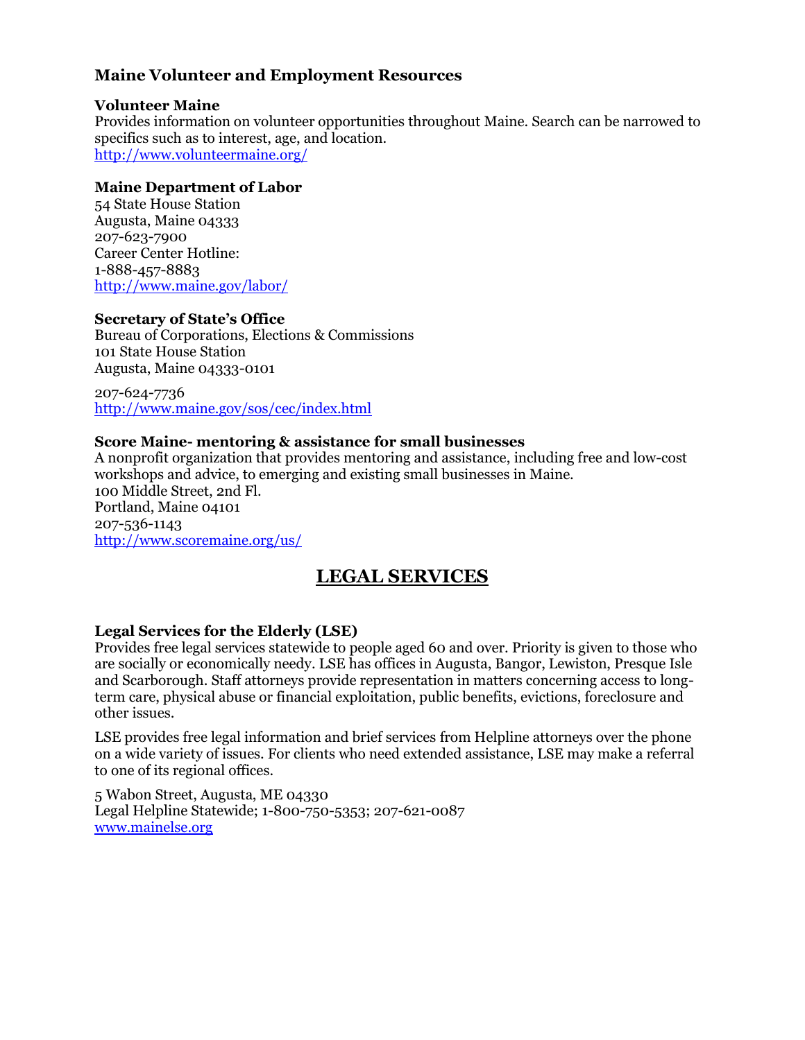### Maine Volunteer and Employment Resources

**Volunteer Maine**
Provides information on volunteer opportunities throughout Maine. Search can be narrowed to specifics such as to interest, age, and location.
http://www.volunteermaine.org/

**Maine Department of Labor**
54 State House Station
Augusta, Maine 04333
207-623-7900
Career Center Hotline:
1-888-457-8883
http://www.maine.gov/labor/

**Secretary of State's Office**
Bureau of Corporations, Elections & Commissions
101 State House Station
Augusta, Maine 04333-0101

207-624-7736
http://www.maine.gov/sos/cec/index.html

**Score Maine- mentoring & assistance for small businesses**
A nonprofit organization that provides mentoring and assistance, including free and low-cost workshops and advice, to emerging and existing small businesses in Maine.
100 Middle Street, 2nd Fl.
Portland, Maine 04101
207-536-1143
http://www.scoremaine.org/us/

## LEGAL SERVICES

**Legal Services for the Elderly (LSE)**
Provides free legal services statewide to people aged 60 and over. Priority is given to those who are socially or economically needy. LSE has offices in Augusta, Bangor, Lewiston, Presque Isle and Scarborough. Staff attorneys provide representation in matters concerning access to long-term care, physical abuse or financial exploitation, public benefits, evictions, foreclosure and other issues.

LSE provides free legal information and brief services from Helpline attorneys over the phone on a wide variety of issues. For clients who need extended assistance, LSE may make a referral to one of its regional offices.

5 Wabon Street, Augusta, ME 04330
Legal Helpline Statewide; 1-800-750-5353; 207-621-0087
www.mainelse.org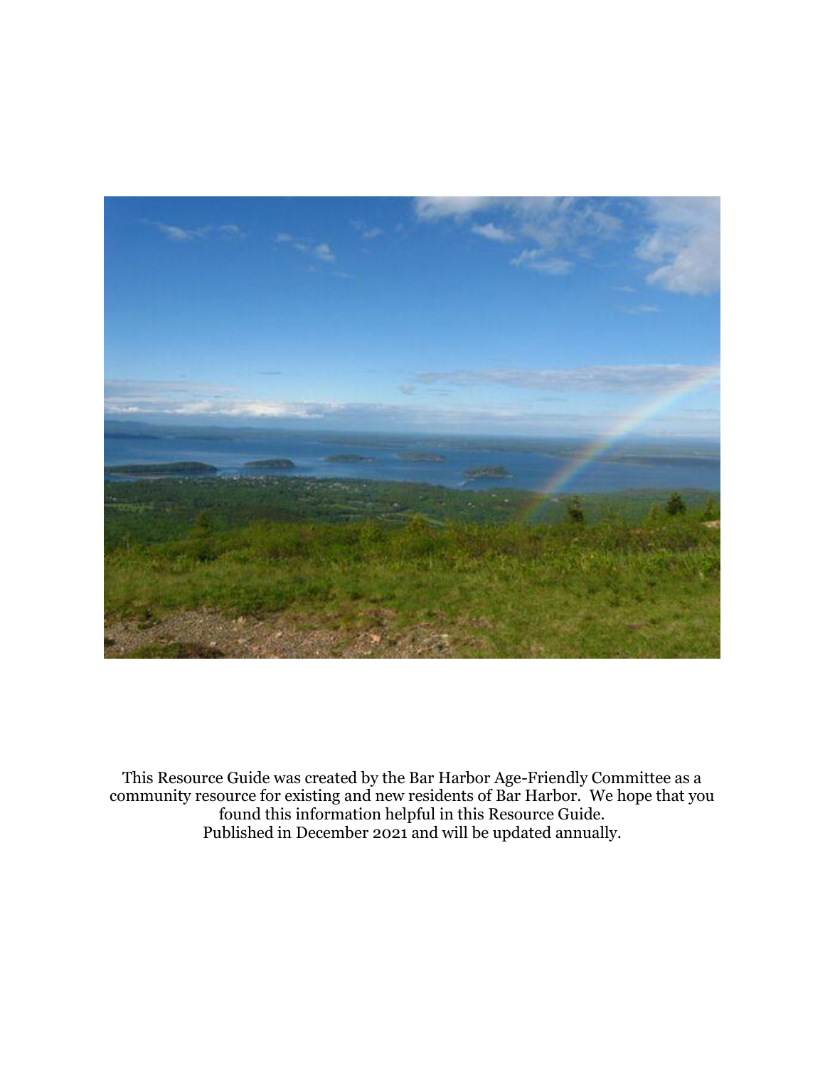This Resource Guide was created by the Bar Harbor Age-Friendly Committee as a community resource for existing and new residents of Bar Harbor. We hope that you found this information helpful in this Resource Guide.
Published in December 2021 and will be updated annually.